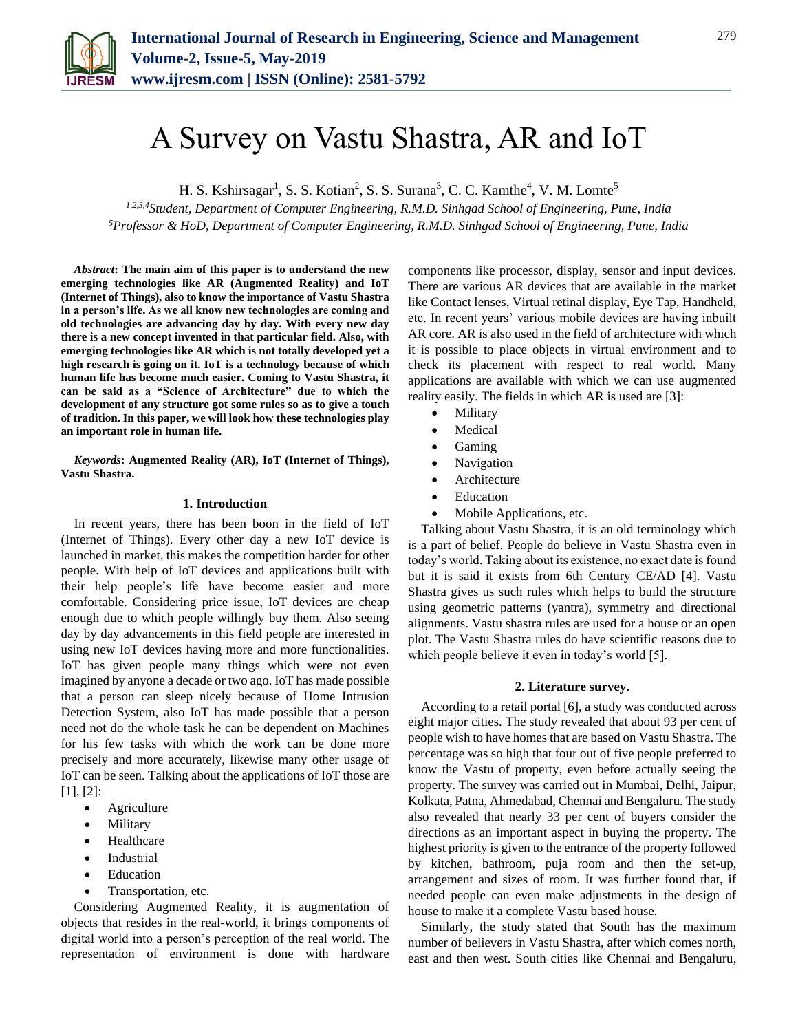# A Survey on Vastu Shastra, AR and IoT

H. S. Kshirsagar[1], S. S. Kotian[2], S. S. Surana[3], C. C. Kamthe[4], V. M. Lomte[5]

*[1,2,3,4]Student, Department of Computer Engineering, R.M.D. Sinhgad School of Engineering, Pune, India*
*[5]Professor & HoD, Department of Computer Engineering, R.M.D. Sinhgad School of Engineering, Pune, India*

***Abstract*: The main aim of this paper is to understand the new emerging technologies like AR (Augmented Reality) and IoT (Internet of Things), also to know the importance of Vastu Shastra in a person's life. As we all know new technologies are coming and old technologies are advancing day by day. With every new day there is a new concept invented in that particular field. Also, with emerging technologies like AR which is not totally developed yet a high research is going on it. IoT is a technology because of which human life has become much easier. Coming to Vastu Shastra, it can be said as a "Science of Architecture" due to which the development of any structure got some rules so as to give a touch of tradition. In this paper, we will look how these technologies play an important role in human life.**

***Keywords*: Augmented Reality (AR), IoT (Internet of Things), Vastu Shastra.**

## 1. Introduction

In recent years, there has been boon in the field of IoT (Internet of Things). Every other day a new IoT device is launched in market, this makes the competition harder for other people. With help of IoT devices and applications built with their help people's life have become easier and more comfortable. Considering price issue, IoT devices are cheap enough due to which people willingly buy them. Also seeing day by day advancements in this field people are interested in using new IoT devices having more and more functionalities. IoT has given people many things which were not even imagined by anyone a decade or two ago. IoT has made possible that a person can sleep nicely because of Home Intrusion Detection System, also IoT has made possible that a person need not do the whole task he can be dependent on Machines for his few tasks with which the work can be done more precisely and more accurately, likewise many other usage of IoT can be seen. Talking about the applications of IoT those are [1], [2]:

- Agriculture
- Military
- Healthcare
- Industrial
- Education
- Transportation, etc.

Considering Augmented Reality, it is augmentation of objects that resides in the real-world, it brings components of digital world into a person's perception of the real world. The representation of environment is done with hardware components like processor, display, sensor and input devices. There are various AR devices that are available in the market like Contact lenses, Virtual retinal display, Eye Tap, Handheld, etc. In recent years' various mobile devices are having inbuilt AR core. AR is also used in the field of architecture with which it is possible to place objects in virtual environment and to check its placement with respect to real world. Many applications are available with which we can use augmented reality easily. The fields in which AR is used are [3]:

- Military
- Medical
- Gaming
- Navigation
- Architecture
- Education
- Mobile Applications, etc.

Talking about Vastu Shastra, it is an old terminology which is a part of belief. People do believe in Vastu Shastra even in today's world. Taking about its existence, no exact date is found but it is said it exists from 6th Century CE/AD [4]. Vastu Shastra gives us such rules which helps to build the structure using geometric patterns (yantra), symmetry and directional alignments. Vastu shastra rules are used for a house or an open plot. The Vastu Shastra rules do have scientific reasons due to which people believe it even in today's world [5].

## 2. Literature survey.

According to a retail portal [6], a study was conducted across eight major cities. The study revealed that about 93 per cent of people wish to have homes that are based on Vastu Shastra. The percentage was so high that four out of five people preferred to know the Vastu of property, even before actually seeing the property. The survey was carried out in Mumbai, Delhi, Jaipur, Kolkata, Patna, Ahmedabad, Chennai and Bengaluru. The study also revealed that nearly 33 per cent of buyers consider the directions as an important aspect in buying the property. The highest priority is given to the entrance of the property followed by kitchen, bathroom, puja room and then the set-up, arrangement and sizes of room. It was further found that, if needed people can even make adjustments in the design of house to make it a complete Vastu based house.

Similarly, the study stated that South has the maximum number of believers in Vastu Shastra, after which comes north, east and then west. South cities like Chennai and Bengaluru,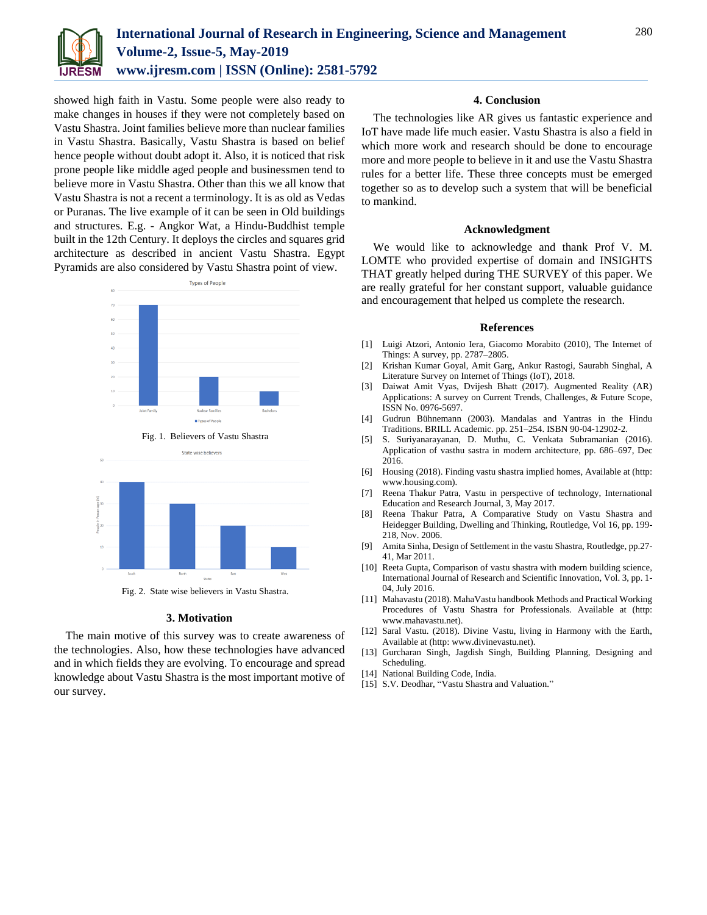showed high faith in Vastu. Some people were also ready to make changes in houses if they were not completely based on Vastu Shastra. Joint families believe more than nuclear families in Vastu Shastra. Basically, Vastu Shastra is based on belief hence people without doubt adopt it. Also, it is noticed that risk prone people like middle aged people and businessmen tend to believe more in Vastu Shastra. Other than this we all know that Vastu Shastra is not a recent a terminology. It is as old as Vedas or Puranas. The live example of it can be seen in Old buildings and structures. E.g. - Angkor Wat, a Hindu-Buddhist temple built in the 12th Century. It deploys the circles and squares grid architecture as described in ancient Vastu Shastra. Egypt Pyramids are also considered by Vastu Shastra point of view.

Types of People

0
10
20
30
40
50
60
70
80

Joint Family
Nuclear Families
Bachelors

Types of People

Fig. 1. Believers of Vastu Shastra

State wise believers

0
10
20
30
40
50

People in Percentage (%)

South
North
East
West

State

Fig. 2. State wise believers in Vastu Shastra.

## 3. Motivation

The main motive of this survey was to create awareness of the technologies. Also, how these technologies have advanced and in which fields they are evolving. To encourage and spread knowledge about Vastu Shastra is the most important motive of our survey.

## 4. Conclusion

The technologies like AR gives us fantastic experience and IoT have made life much easier. Vastu Shastra is also a field in which more work and research should be done to encourage more and more people to believe in it and use the Vastu Shastra rules for a better life. These three concepts must be emerged together so as to develop such a system that will be beneficial to mankind.

## Acknowledgment

We would like to acknowledge and thank Prof V. M. LOMTE who provided expertise of domain and INSIGHTS THAT greatly helped during THE SURVEY of this paper. We are really grateful for her constant support, valuable guidance and encouragement that helped us complete the research.

## References

[1] Luigi Atzori, Antonio Iera, Giacomo Morabito (2010), The Internet of Things: A survey, pp. 2787–2805.

[2] Krishan Kumar Goyal, Amit Garg, Ankur Rastogi, Saurabh Singhal, A Literature Survey on Internet of Things (IoT), 2018.

[3] Daiwat Amit Vyas, Dvijesh Bhatt (2017). Augmented Reality (AR) Applications: A survey on Current Trends, Challenges, & Future Scope, ISSN No. 0976-5697.

[4] Gudrun Bühnemann (2003). Mandalas and Yantras in the Hindu Traditions. BRILL Academic. pp. 251–254. ISBN 90-04-12902-2.

[5] S. Suriyanarayanan, D. Muthu, C. Venkata Subramanian (2016). Application of vasthu sastra in modern architecture, pp. 686–697, Dec 2016.

[6] Housing (2018). Finding vastu shastra implied homes, Available at (http: www.housing.com).

[7] Reena Thakur Patra, Vastu in perspective of technology, International Education and Research Journal, 3, May 2017.

[8] Reena Thakur Patra, A Comparative Study on Vastu Shastra and Heidegger Building, Dwelling and Thinking, Routledge, Vol 16, pp. 199-218, Nov. 2006.

[9] Amita Sinha, Design of Settlement in the vastu Shastra, Routledge, pp.27-41, Mar 2011.

[10] Reeta Gupta, Comparison of vastu shastra with modern building science, International Journal of Research and Scientific Innovation, Vol. 3, pp. 1-04, July 2016.

[11] Mahavastu (2018). MahaVastu handbook Methods and Practical Working Procedures of Vastu Shastra for Professionals. Available at (http: www.mahavastu.net).

[12] Saral Vastu. (2018). Divine Vastu, living in Harmony with the Earth, Available at (http: www.divinevastu.net).

[13] Gurcharan Singh, Jagdish Singh, Building Planning, Designing and Scheduling.

[14] National Building Code, India.

[15] S.V. Deodhar, "Vastu Shastra and Valuation."